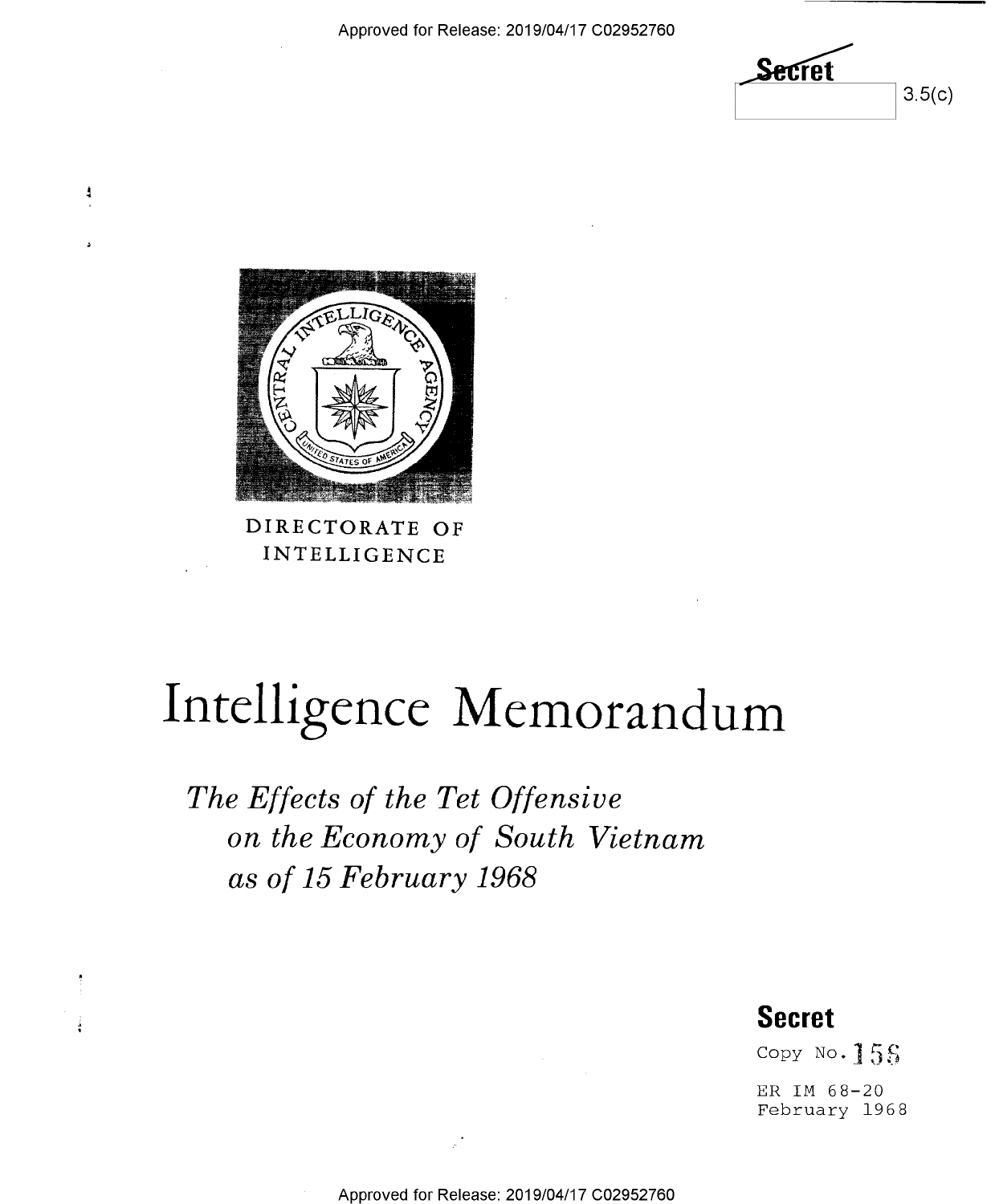Secret

3.5(c)

DIRECTORATE OF INTELLIGENCE

# Intelligence Memorandum

*The Effects of the Tet Offensive on the Economy of South Vietnam as of 15 February 1968*

**Secret**

Copy No. 158

ER IM 68-20
February 1968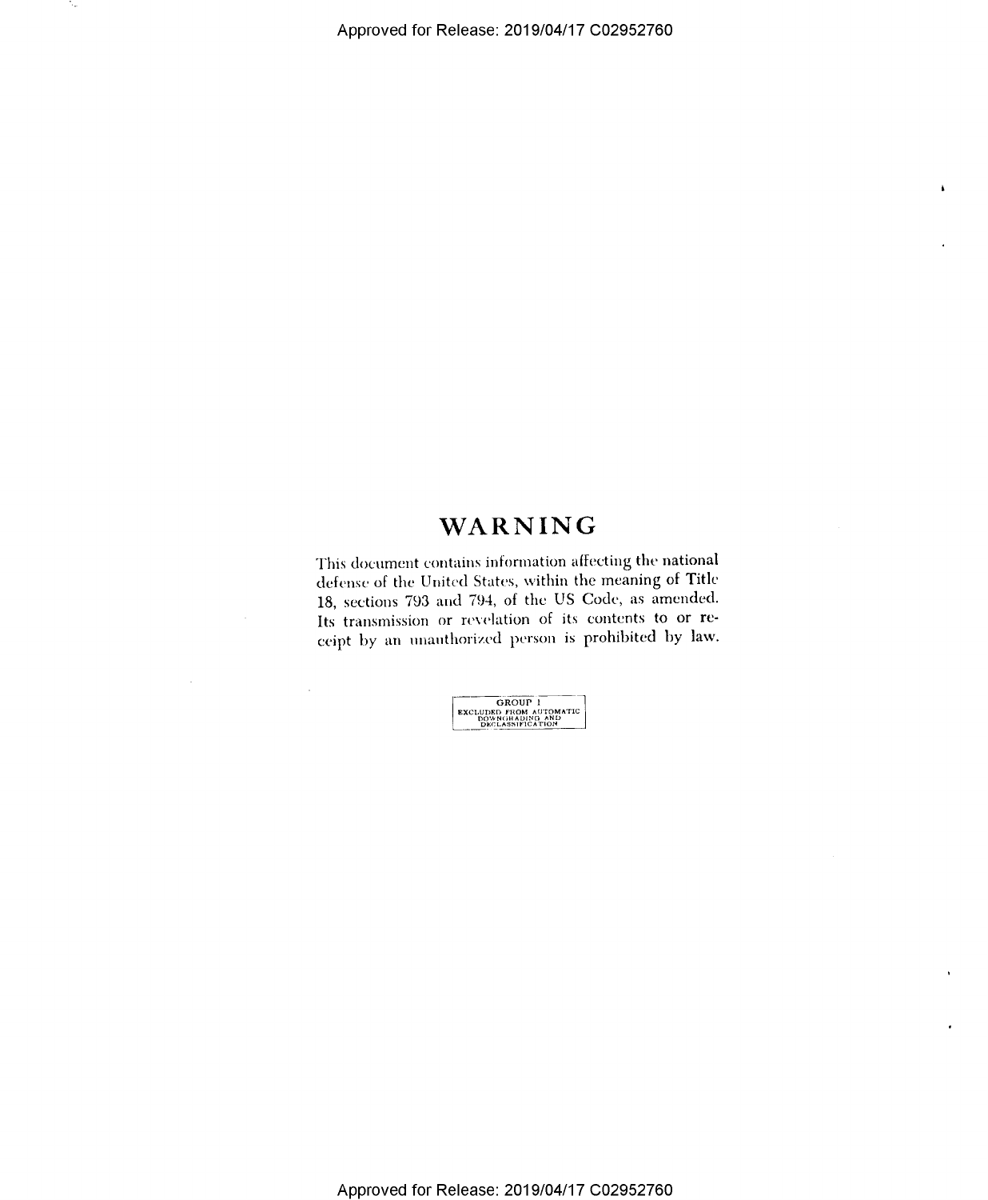# WARNING

This document contains information affecting the national defense of the United States, within the meaning of Title 18, sections 793 and 794, of the US Code, as amended. Its transmission or revelation of its contents to or receipt by an unauthorized person is prohibited by law.

GROUP 1
EXCLUDED FROM AUTOMATIC DOWNGRADING AND DECLASSIFICATION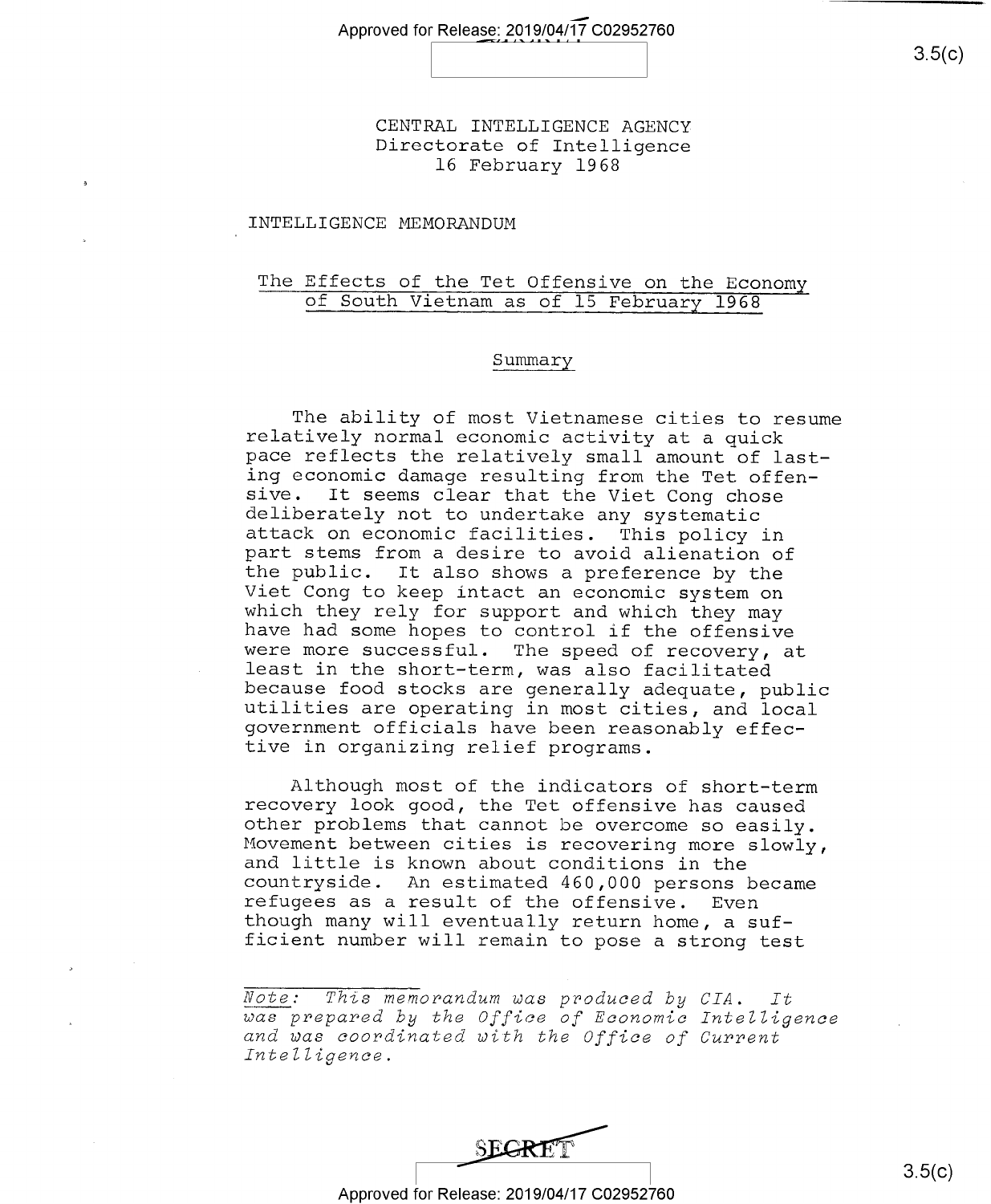CENTRAL INTELLIGENCE AGENCY
Directorate of Intelligence
16 February 1968

INTELLIGENCE MEMORANDUM

## The Effects of the Tet Offensive on the Economy of South Vietnam as of 15 February 1968

### Summary

The ability of most Vietnamese cities to resume relatively normal economic activity at a quick pace reflects the relatively small amount of lasting economic damage resulting from the Tet offensive. It seems clear that the Viet Cong chose deliberately not to undertake any systematic attack on economic facilities. This policy in part stems from a desire to avoid alienation of the public. It also shows a preference by the Viet Cong to keep intact an economic system on which they rely for support and which they may have had some hopes to control if the offensive were more successful. The speed of recovery, at least in the short-term, was also facilitated because food stocks are generally adequate, public utilities are operating in most cities, and local government officials have been reasonably effective in organizing relief programs.

Although most of the indicators of short-term recovery look good, the Tet offensive has caused other problems that cannot be overcome so easily. Movement between cities is recovering more slowly, and little is known about conditions in the countryside. An estimated 460,000 persons became refugees as a result of the offensive. Even though many will eventually return home, a sufficient number will remain to pose a strong test

*Note: This memorandum was produced by CIA. It was prepared by the Office of Economic Intelligence and was coordinated with the Office of Current Intelligence.*

SECRET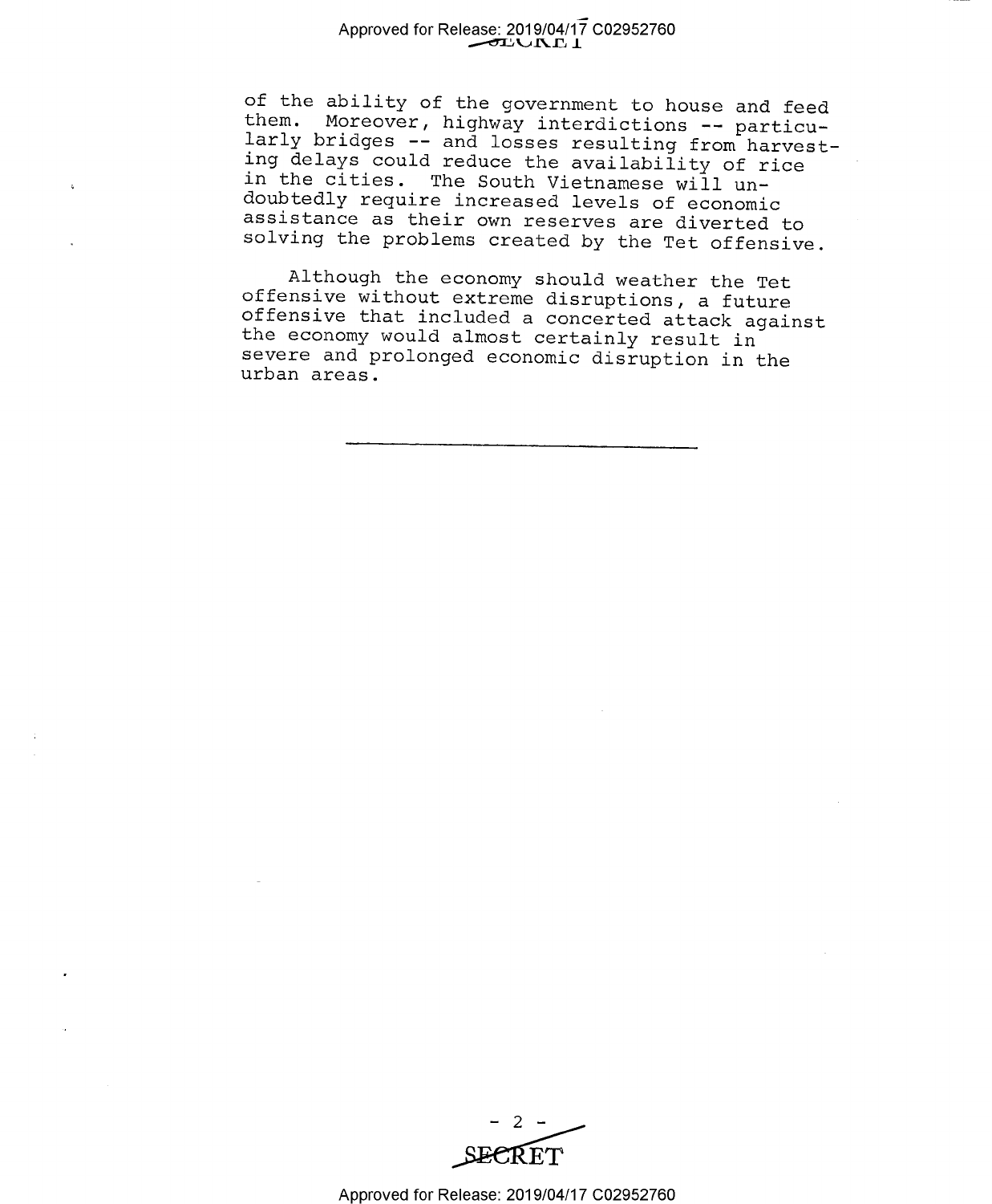of the ability of the government to house and feed them. Moreover, highway interdictions -- particularly bridges -- and losses resulting from harvesting delays could reduce the availability of rice in the cities. The South Vietnamese will undoubtedly require increased levels of economic assistance as their own reserves are diverted to solving the problems created by the Tet offensive.

Although the economy should weather the Tet offensive without extreme disruptions, a future offensive that included a concerted attack against the economy would almost certainly result in severe and prolonged economic disruption in the urban areas.

---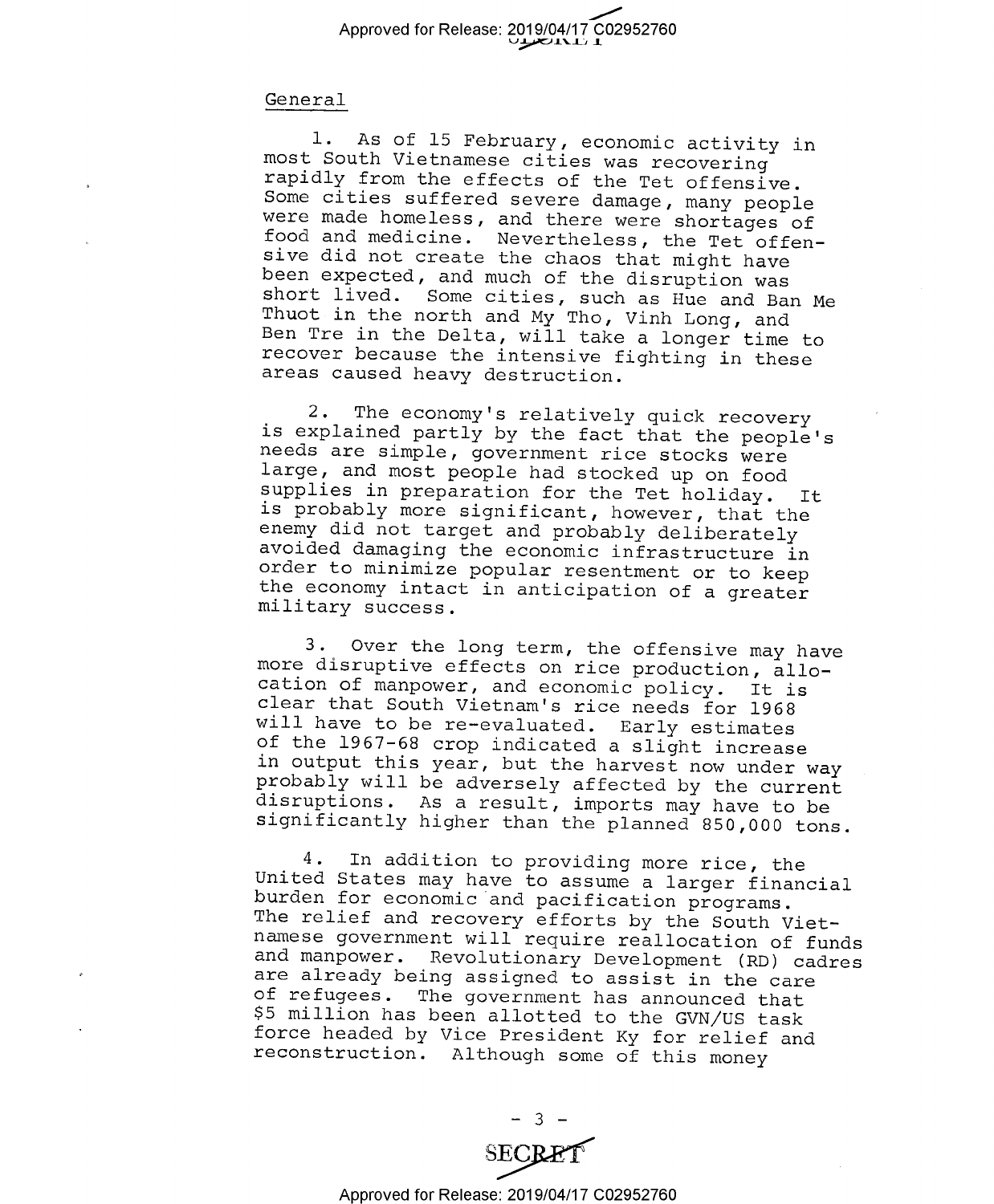## General

1. As of 15 February, economic activity in most South Vietnamese cities was recovering rapidly from the effects of the Tet offensive. Some cities suffered severe damage, many people were made homeless, and there were shortages of food and medicine. Nevertheless, the Tet offensive did not create the chaos that might have been expected, and much of the disruption was short lived. Some cities, such as Hue and Ban Me Thuot in the north and My Tho, Vinh Long, and Ben Tre in the Delta, will take a longer time to recover because the intensive fighting in these areas caused heavy destruction.

2. The economy's relatively quick recovery is explained partly by the fact that the people's needs are simple, government rice stocks were large, and most people had stocked up on food supplies in preparation for the Tet holiday. It is probably more significant, however, that the enemy did not target and probably deliberately avoided damaging the economic infrastructure in order to minimize popular resentment or to keep the economy intact in anticipation of a greater military success.

3. Over the long term, the offensive may have more disruptive effects on rice production, allocation of manpower, and economic policy. It is clear that South Vietnam's rice needs for 1968 will have to be re-evaluated. Early estimates of the 1967-68 crop indicated a slight increase in output this year, but the harvest now under way probably will be adversely affected by the current disruptions. As a result, imports may have to be significantly higher than the planned 850,000 tons.

4. In addition to providing more rice, the United States may have to assume a larger financial burden for economic and pacification programs. The relief and recovery efforts by the South Vietnamese government will require reallocation of funds and manpower. Revolutionary Development (RD) cadres are already being assigned to assist in the care of refugees. The government has announced that $5 million has been allotted to the GVN/US task force headed by Vice President Ky for relief and reconstruction. Although some of this money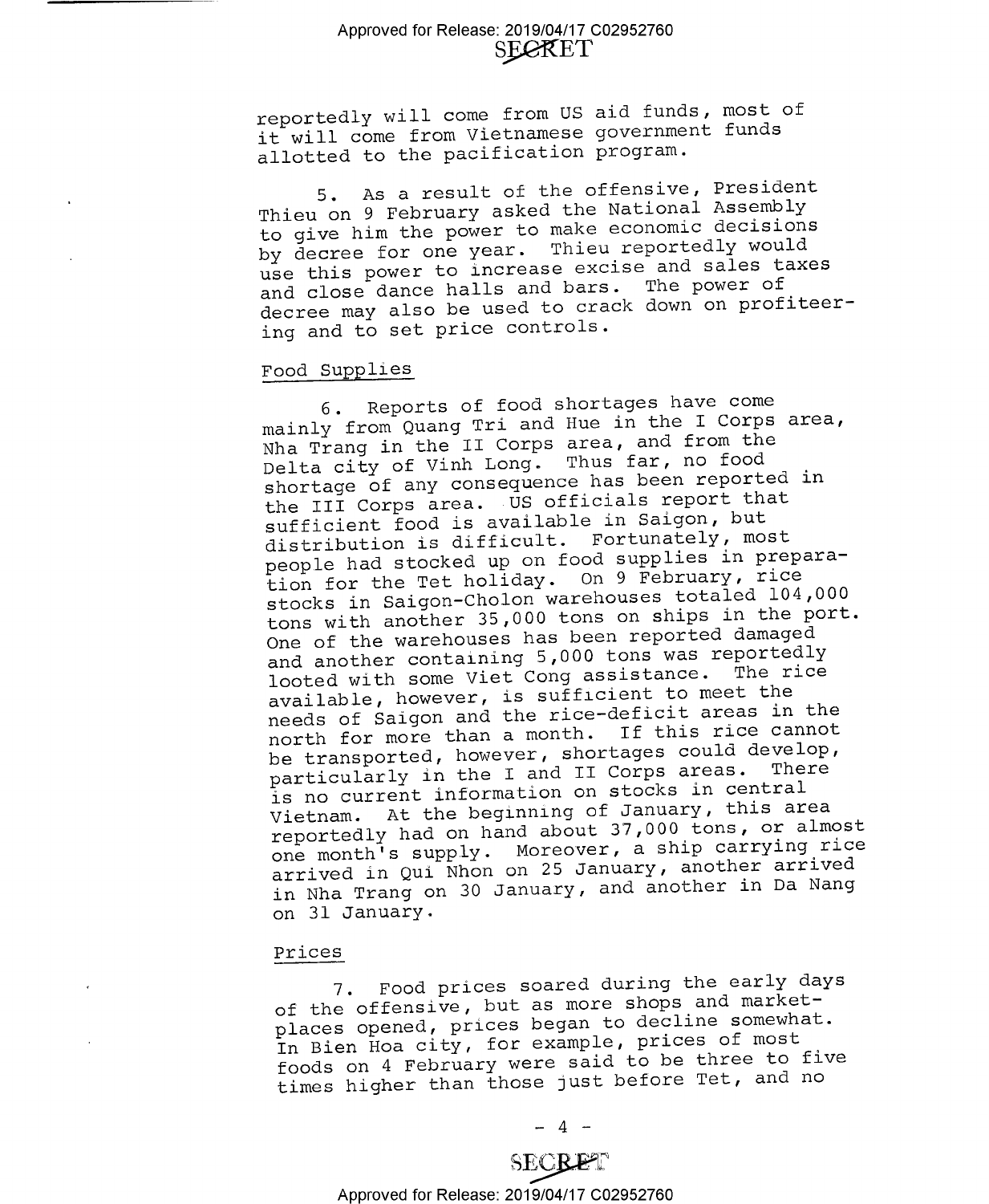reportedly will come from US aid funds, most of it will come from Vietnamese government funds allotted to the pacification program.

5. As a result of the offensive, President Thieu on 9 February asked the National Assembly to give him the power to make economic decisions by decree for one year. Thieu reportedly would use this power to increase excise and sales taxes and close dance halls and bars. The power of decree may also be used to crack down on profiteering and to set price controls.

Food Supplies

6. Reports of food shortages have come mainly from Quang Tri and Hue in the I Corps area, Nha Trang in the II Corps area, and from the Delta city of Vinh Long. Thus far, no food shortage of any consequence has been reported in the III Corps area. US officials report that sufficient food is available in Saigon, but distribution is difficult. Fortunately, most people had stocked up on food supplies in preparation for the Tet holiday. On 9 February, rice stocks in Saigon-Cholon warehouses totaled 104,000 tons with another 35,000 tons on ships in the port. One of the warehouses has been reported damaged and another containing 5,000 tons was reportedly looted with some Viet Cong assistance. The rice available, however, is sufficient to meet the needs of Saigon and the rice-deficit areas in the north for more than a month. If this rice cannot be transported, however, shortages could develop, particularly in the I and II Corps areas. There is no current information on stocks in central Vietnam. At the beginning of January, this area reportedly had on hand about 37,000 tons, or almost one month's supply. Moreover, a ship carrying rice arrived in Qui Nhon on 25 January, another arrived in Nha Trang on 30 January, and another in Da Nang on 31 January.

Prices

7. Food prices soared during the early days of the offensive, but as more shops and marketplaces opened, prices began to decline somewhat. In Bien Hoa city, for example, prices of most foods on 4 February were said to be three to five times higher than those just before Tet, and no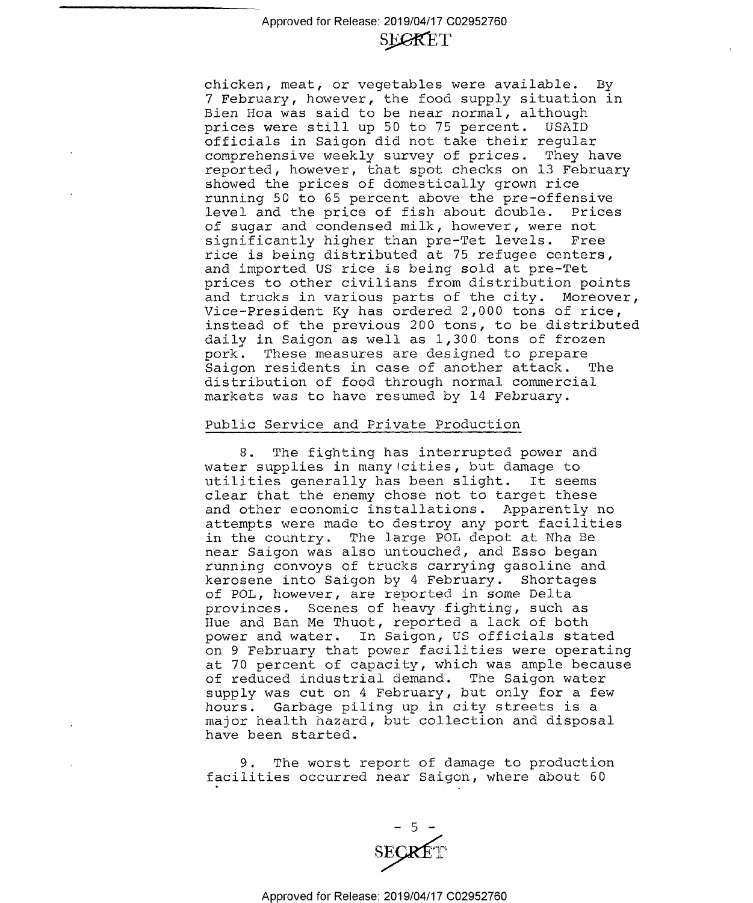chicken, meat, or vegetables were available. By 7 February, however, the food supply situation in Bien Hoa was said to be near normal, although prices were still up 50 to 75 percent. USAID officials in Saigon did not take their regular comprehensive weekly survey of prices. They have reported, however, that spot checks on 13 February showed the prices of domestically grown rice running 50 to 65 percent above the pre-offensive level and the price of fish about double. Prices of sugar and condensed milk, however, were not significantly higher than pre-Tet levels. Free rice is being distributed at 75 refugee centers, and imported US rice is being sold at pre-Tet prices to other civilians from distribution points and trucks in various parts of the city. Moreover, Vice-President Ky has ordered 2,000 tons of rice, instead of the previous 200 tons, to be distributed daily in Saigon as well as 1,300 tons of frozen pork. These measures are designed to prepare Saigon residents in case of another attack. The distribution of food through normal commercial markets was to have resumed by 14 February.

## Public Service and Private Production

8. The fighting has interrupted power and water supplies in many cities, but damage to utilities generally has been slight. It seems clear that the enemy chose not to target these and other economic installations. Apparently no attempts were made to destroy any port facilities in the country. The large POL depot at Nha Be near Saigon was also untouched, and Esso began running convoys of trucks carrying gasoline and kerosene into Saigon by 4 February. Shortages of POL, however, are reported in some Delta provinces. Scenes of heavy fighting, such as Hue and Ban Me Thuot, reported a lack of both power and water. In Saigon, US officials stated on 9 February that power facilities were operating at 70 percent of capacity, which was ample because of reduced industrial demand. The Saigon water supply was cut on 4 February, but only for a few hours. Garbage piling up in city streets is a major health hazard, but collection and disposal have been started.

9. The worst report of damage to production facilities occurred near Saigon, where about 60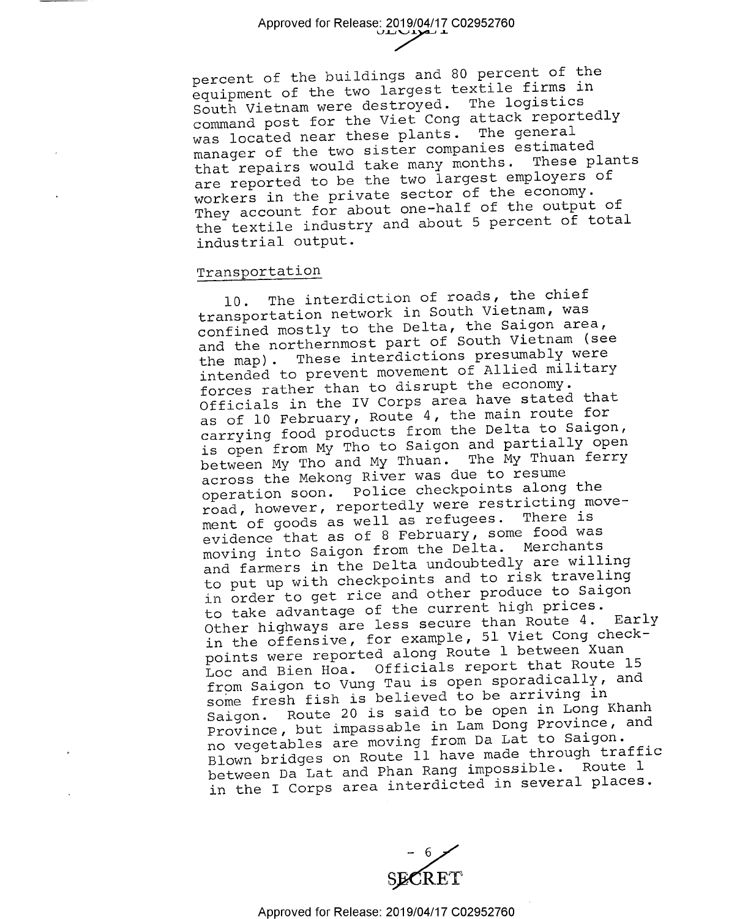percent of the buildings and 80 percent of the equipment of the two largest textile firms in South Vietnam were destroyed. The logistics command post for the Viet Cong attack reportedly was located near these plants. The general manager of the two sister companies estimated that repairs would take many months. These plants are reported to be the two largest employers of workers in the private sector of the economy. They account for about one-half of the output of the textile industry and about 5 percent of total industrial output.

## Transportation

10. The interdiction of roads, the chief transportation network in South Vietnam, was confined mostly to the Delta, the Saigon area, and the northernmost part of South Vietnam (see the map). These interdictions presumably were intended to prevent movement of Allied military forces rather than to disrupt the economy. Officials in the IV Corps area have stated that as of 10 February, Route 4, the main route for carrying food products from the Delta to Saigon, is open from My Tho to Saigon and partially open between My Tho and My Thuan. The My Thuan ferry across the Mekong River was due to resume operation soon. Police checkpoints along the road, however, reportedly were restricting movement of goods as well as refugees. There is evidence that as of 8 February, some food was moving into Saigon from the Delta. Merchants and farmers in the Delta undoubtedly are willing to put up with checkpoints and to risk traveling in order to get rice and other produce to Saigon to take advantage of the current high prices. Other highways are less secure than Route 4. Early in the offensive, for example, 51 Viet Cong checkpoints were reported along Route 1 between Xuan Loc and Bien Hoa. Officials report that Route 15 from Saigon to Vung Tau is open sporadically, and some fresh fish is believed to be arriving in Saigon. Route 20 is said to be open in Long Khanh Province, but impassable in Lam Dong Province, and no vegetables are moving from Da Lat to Saigon. Blown bridges on Route 11 have made through traffic between Da Lat and Phan Rang impossible. Route 1 in the I Corps area interdicted in several places.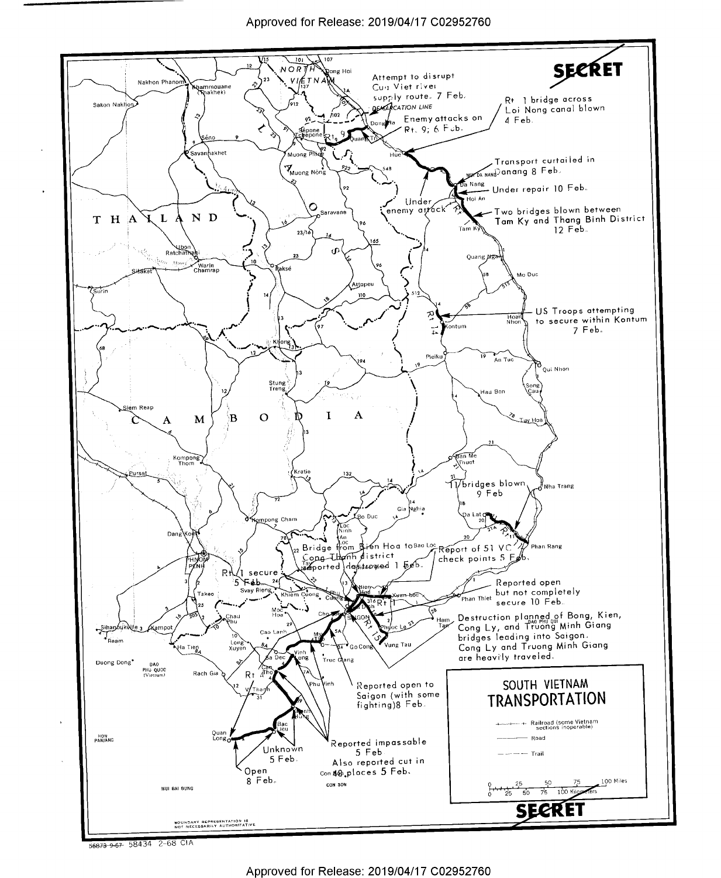SECRET

# SOUTH VIETNAM TRANSPORTATION

Attempt to disrupt Cua Viet river supply route. 7 Feb.

Rt 1 bridge across Loi Nong canal blown 4 Feb.

Enemy attacks on Rt. 9; 6 Feb.

Transport curtailed in Danang 8 Feb.

Under repair 10 Feb.

Under enemy attack

Two bridges blown between Tam Ky and Thang Binh District 12 Feb.

US Troops attempting to secure within Kontum 7 Feb.

11 bridges blown 9 Feb

Bridge from Bien Hoa to Bao Loc Cong Thanh district reported destroyed 1 Feb.

Report of 51 VC check points 5 Feb.

Rt 1 secure 5 Feb.

Reported open but not completely secure 10 Feb.

Destruction planned of Bong, Kien, Cong Ly, and Truong Minh Giang bridges leading into Saigon. Cong Ly and Truong Minh Giang are heavily traveled.

Reported open to Saigon (with some fighting) 8 Feb.

Reported impassable 5 Feb. Also reported cut in 40 places 5 Feb.

Unknown 5 Feb.

Open 8 Feb.

Railroad (some Vietnam sections inoperable)

Road

Trail

BOUNDARY REPRESENTATION IS NOT NECESSARILY AUTHORITATIVE

58434 2-68 CIA

SECRET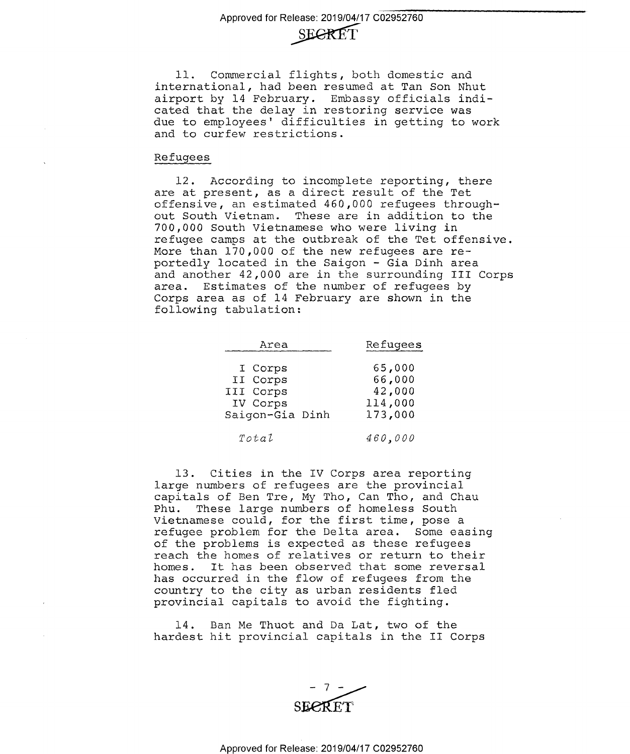11. Commercial flights, both domestic and international, had been resumed at Tan Son Nhut airport by 14 February. Embassy officials indicated that the delay in restoring service was due to employees' difficulties in getting to work and to curfew restrictions.

## Refugees

12. According to incomplete reporting, there are at present, as a direct result of the Tet offensive, an estimated 460,000 refugees throughout South Vietnam. These are in addition to the 700,000 South Vietnamese who were living in refugee camps at the outbreak of the Tet offensive. More than 170,000 of the new refugees are reportedly located in the Saigon - Gia Dinh area and another 42,000 are in the surrounding III Corps area. Estimates of the number of refugees by Corps area as of 14 February are shown in the following tabulation:

| Area | Refugees |
|---|---|
| I Corps | 65,000 |
| II Corps | 66,000 |
| III Corps | 42,000 |
| IV Corps | 114,000 |
| Saigon-Gia Dinh | 173,000 |
| *Total* | *460,000* |

13. Cities in the IV Corps area reporting large numbers of refugees are the provincial capitals of Ben Tre, My Tho, Can Tho, and Chau Phu. These large numbers of homeless South Vietnamese could, for the first time, pose a refugee problem for the Delta area. Some easing of the problems is expected as these refugees reach the homes of relatives or return to their homes. It has been observed that some reversal has occurred in the flow of refugees from the country to the city as urban residents fled provincial capitals to avoid the fighting.

14. Ban Me Thuot and Da Lat, two of the hardest hit provincial capitals in the II Corps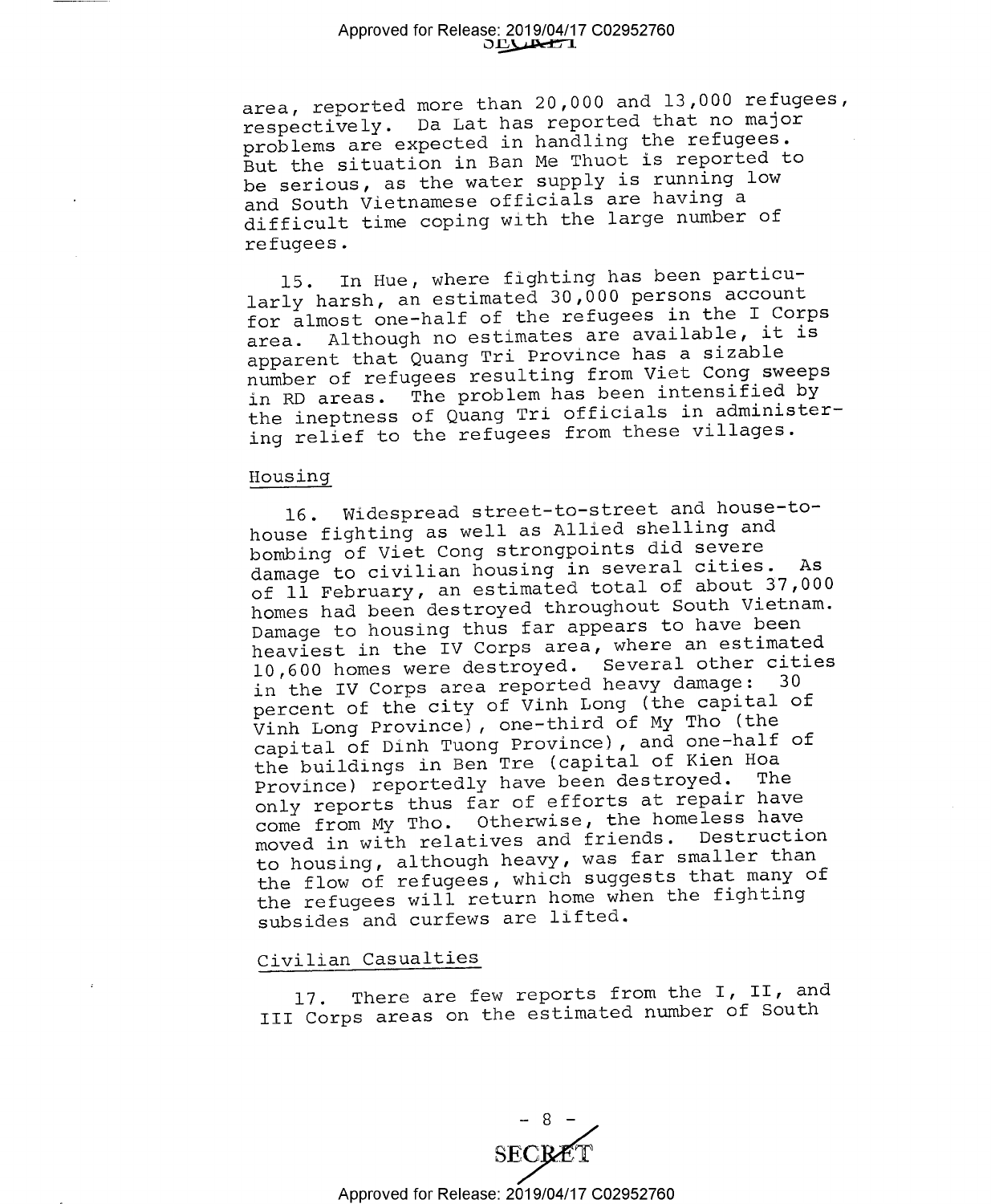area, reported more than 20,000 and 13,000 refugees, respectively. Da Lat has reported that no major problems are expected in handling the refugees. But the situation in Ban Me Thuot is reported to be serious, as the water supply is running low and South Vietnamese officials are having a difficult time coping with the large number of refugees.

15. In Hue, where fighting has been particularly harsh, an estimated 30,000 persons account for almost one-half of the refugees in the I Corps area. Although no estimates are available, it is apparent that Quang Tri Province has a sizable number of refugees resulting from Viet Cong sweeps in RD areas. The problem has been intensified by the ineptness of Quang Tri officials in administering relief to the refugees from these villages.

## Housing

16. Widespread street-to-street and house-to-house fighting as well as Allied shelling and bombing of Viet Cong strongpoints did severe damage to civilian housing in several cities. As of 11 February, an estimated total of about 37,000 homes had been destroyed throughout South Vietnam. Damage to housing thus far appears to have been heaviest in the IV Corps area, where an estimated 10,600 homes were destroyed. Several other cities in the IV Corps area reported heavy damage: 30 percent of the city of Vinh Long (the capital of Vinh Long Province), one-third of My Tho (the capital of Dinh Tuong Province), and one-half of the buildings in Ben Tre (capital of Kien Hoa Province) reportedly have been destroyed. The only reports thus far of efforts at repair have come from My Tho. Otherwise, the homeless have moved in with relatives and friends. Destruction to housing, although heavy, was far smaller than the flow of refugees, which suggests that many of the refugees will return home when the fighting subsides and curfews are lifted.

## Civilian Casualties

17. There are few reports from the I, II, and III Corps areas on the estimated number of South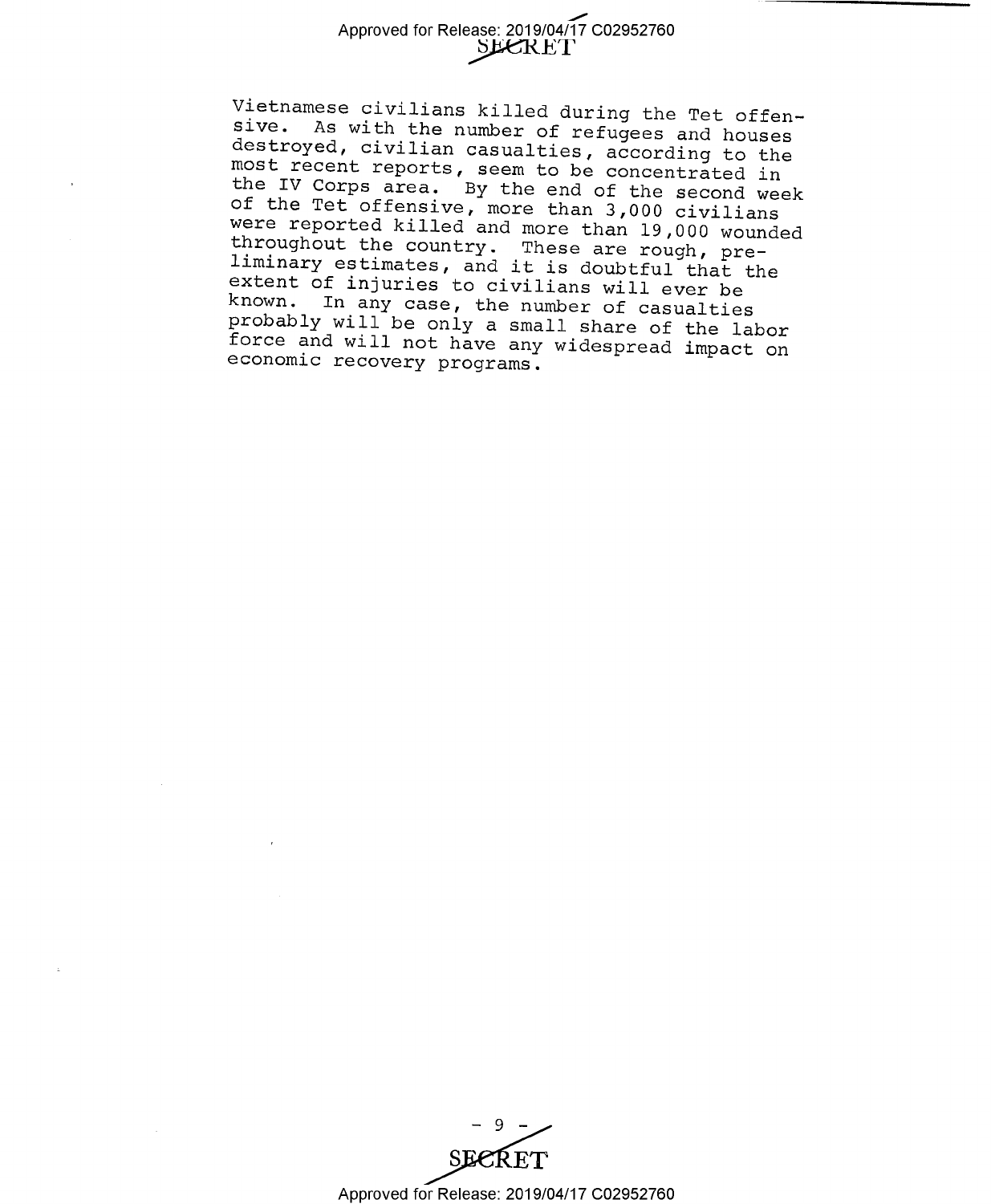Vietnamese civilians killed during the Tet offensive. As with the number of refugees and houses destroyed, civilian casualties, according to the most recent reports, seem to be concentrated in the IV Corps area. By the end of the second week of the Tet offensive, more than 3,000 civilians were reported killed and more than 19,000 wounded throughout the country. These are rough, preliminary estimates, and it is doubtful that the extent of injuries to civilians will ever be known. In any case, the number of casualties probably will be only a small share of the labor force and will not have any widespread impact on economic recovery programs.